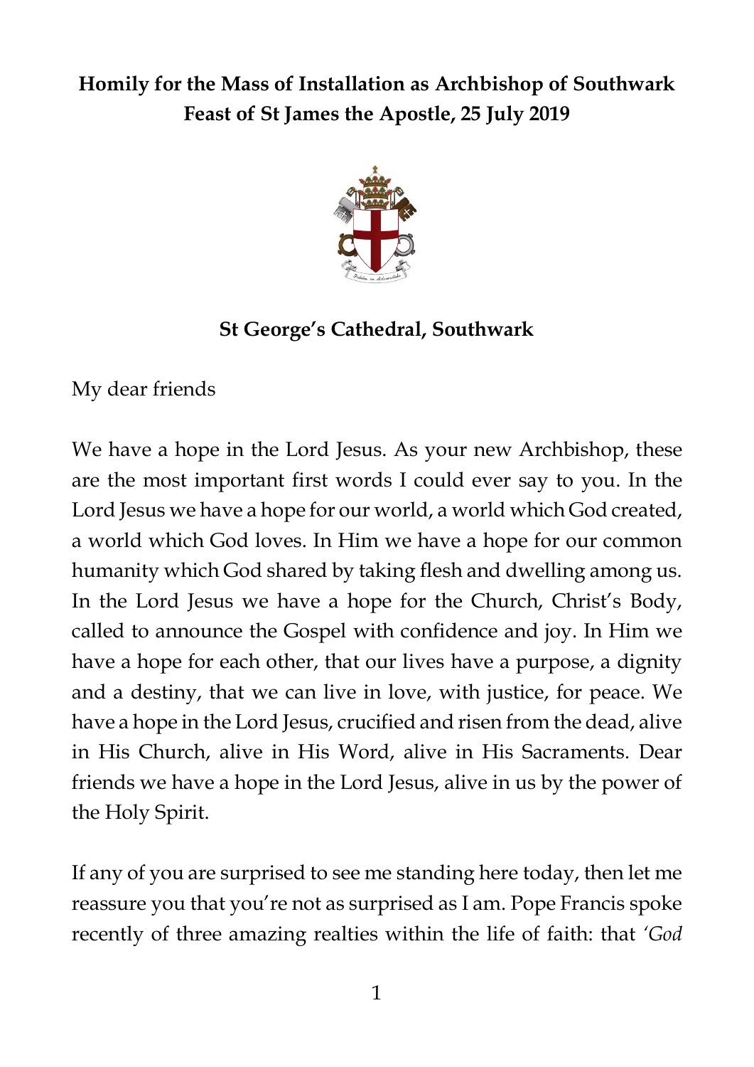**Homily for the Mass of Installation as Archbishop of Southwark**
**Feast of St James the Apostle, 25 July 2019**

**St George's Cathedral, Southwark**

My dear friends

We have a hope in the Lord Jesus. As your new Archbishop, these are the most important first words I could ever say to you. In the Lord Jesus we have a hope for our world, a world which God created, a world which God loves. In Him we have a hope for our common humanity which God shared by taking flesh and dwelling among us. In the Lord Jesus we have a hope for the Church, Christ's Body, called to announce the Gospel with confidence and joy. In Him we have a hope for each other, that our lives have a purpose, a dignity and a destiny, that we can live in love, with justice, for peace. We have a hope in the Lord Jesus, crucified and risen from the dead, alive in His Church, alive in His Word, alive in His Sacraments. Dear friends we have a hope in the Lord Jesus, alive in us by the power of the Holy Spirit.

If any of you are surprised to see me standing here today, then let me reassure you that you're not as surprised as I am. Pope Francis spoke recently of three amazing realties within the life of faith: that *'God*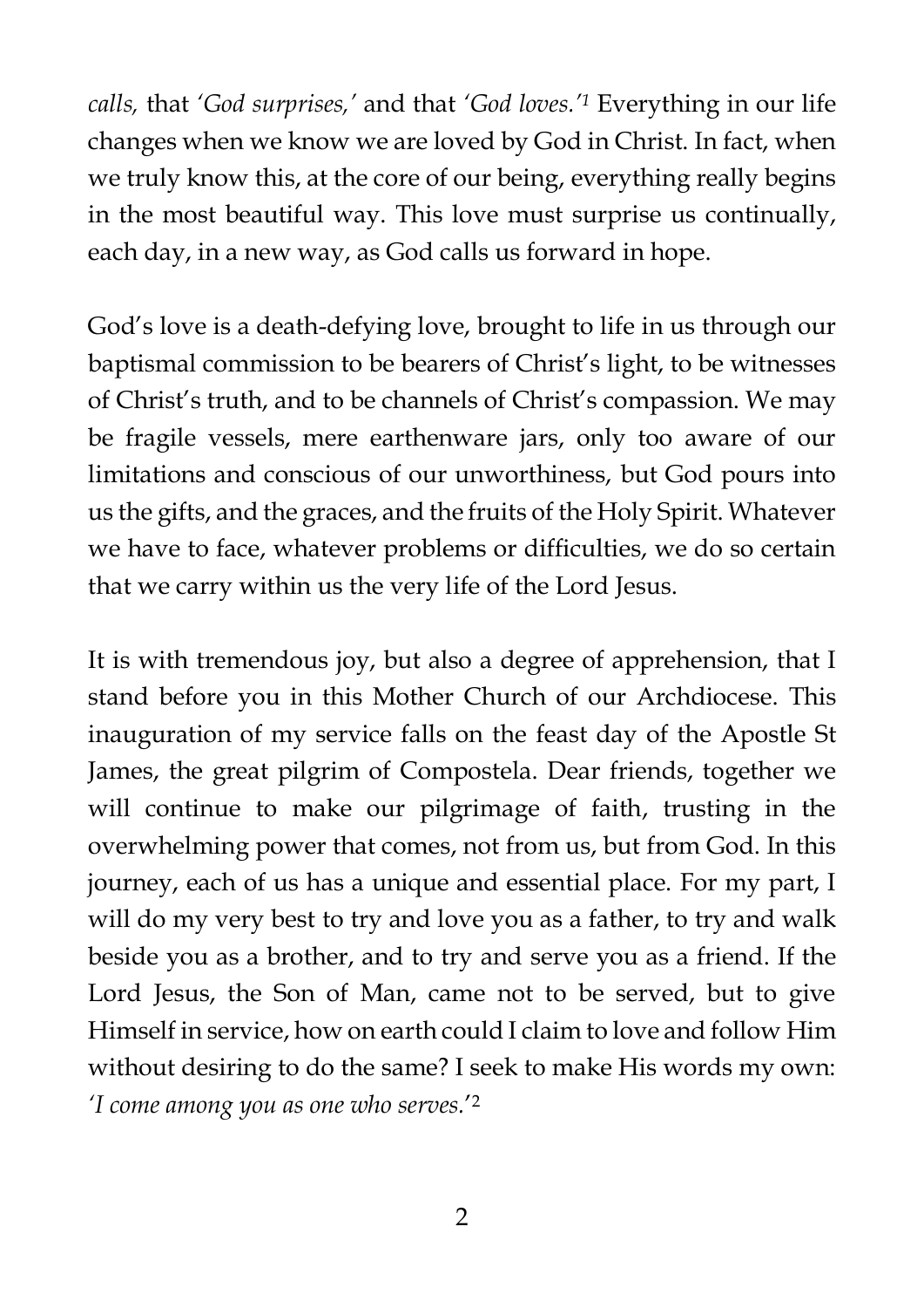*calls,* that *'God surprises,'* and that *'God loves.'*[1] Everything in our life changes when we know we are loved by God in Christ. In fact, when we truly know this, at the core of our being, everything really begins in the most beautiful way. This love must surprise us continually, each day, in a new way, as God calls us forward in hope.

God's love is a death-defying love, brought to life in us through our baptismal commission to be bearers of Christ's light, to be witnesses of Christ's truth, and to be channels of Christ's compassion. We may be fragile vessels, mere earthenware jars, only too aware of our limitations and conscious of our unworthiness, but God pours into us the gifts, and the graces, and the fruits of the Holy Spirit. Whatever we have to face, whatever problems or difficulties, we do so certain that we carry within us the very life of the Lord Jesus.

It is with tremendous joy, but also a degree of apprehension, that I stand before you in this Mother Church of our Archdiocese. This inauguration of my service falls on the feast day of the Apostle St James, the great pilgrim of Compostela. Dear friends, together we will continue to make our pilgrimage of faith, trusting in the overwhelming power that comes, not from us, but from God. In this journey, each of us has a unique and essential place. For my part, I will do my very best to try and love you as a father, to try and walk beside you as a brother, and to try and serve you as a friend. If the Lord Jesus, the Son of Man, came not to be served, but to give Himself in service, how on earth could I claim to love and follow Him without desiring to do the same? I seek to make His words my own: *'I come among you as one who serves.'*[2]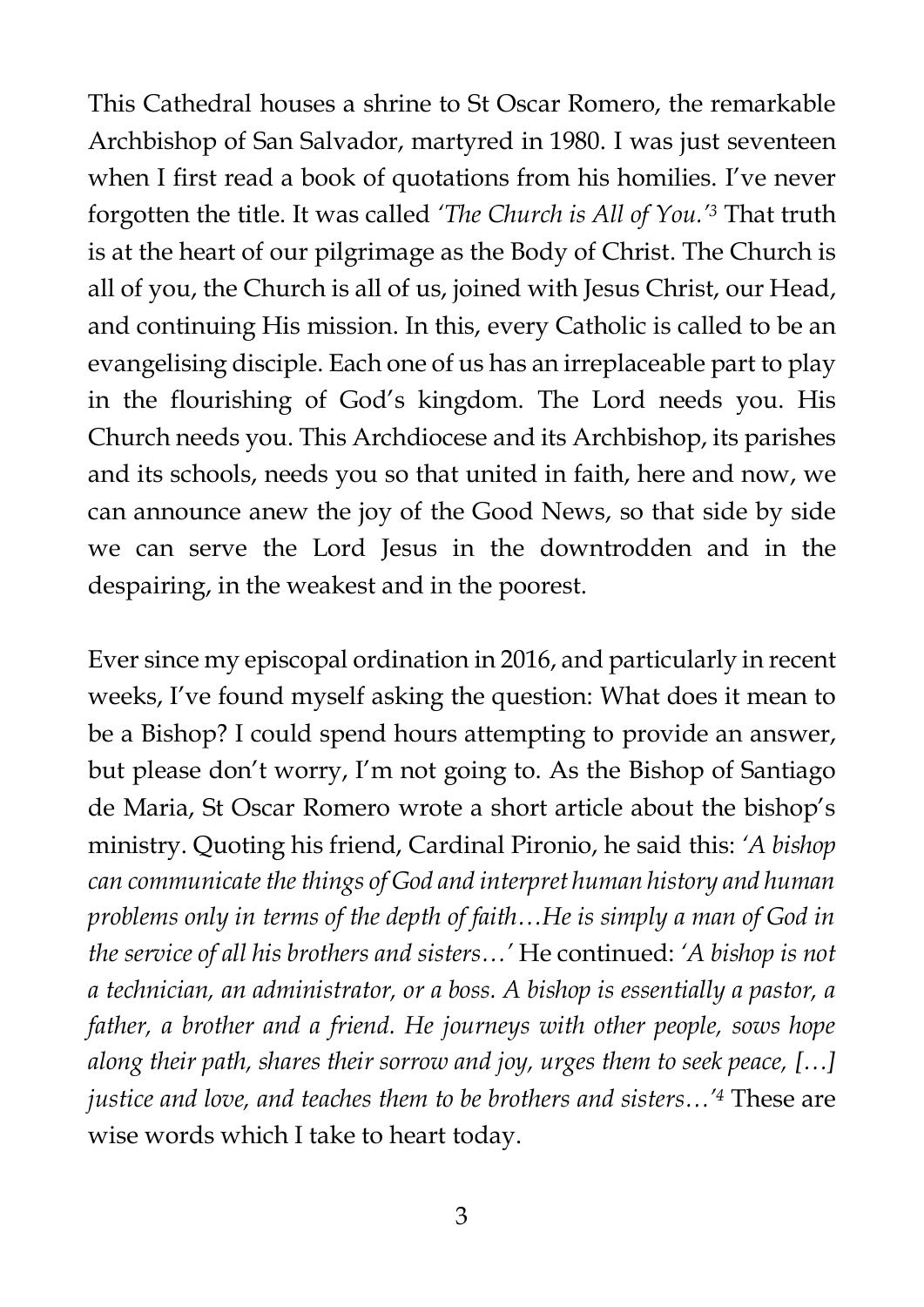This Cathedral houses a shrine to St Oscar Romero, the remarkable Archbishop of San Salvador, martyred in 1980. I was just seventeen when I first read a book of quotations from his homilies. I've never forgotten the title. It was called *'The Church is All of You.'*[3] That truth is at the heart of our pilgrimage as the Body of Christ. The Church is all of you, the Church is all of us, joined with Jesus Christ, our Head, and continuing His mission. In this, every Catholic is called to be an evangelising disciple. Each one of us has an irreplaceable part to play in the flourishing of God's kingdom. The Lord needs you. His Church needs you. This Archdiocese and its Archbishop, its parishes and its schools, needs you so that united in faith, here and now, we can announce anew the joy of the Good News, so that side by side we can serve the Lord Jesus in the downtrodden and in the despairing, in the weakest and in the poorest.

Ever since my episcopal ordination in 2016, and particularly in recent weeks, I've found myself asking the question: What does it mean to be a Bishop? I could spend hours attempting to provide an answer, but please don't worry, I'm not going to. As the Bishop of Santiago de Maria, St Oscar Romero wrote a short article about the bishop's ministry. Quoting his friend, Cardinal Pironio, he said this: *'A bishop can communicate the things of God and interpret human history and human problems only in terms of the depth of faith…He is simply a man of God in the service of all his brothers and sisters…'* He continued: *'A bishop is not a technician, an administrator, or a boss. A bishop is essentially a pastor, a father, a brother and a friend. He journeys with other people, sows hope along their path, shares their sorrow and joy, urges them to seek peace, […] justice and love, and teaches them to be brothers and sisters…'*[4] These are wise words which I take to heart today.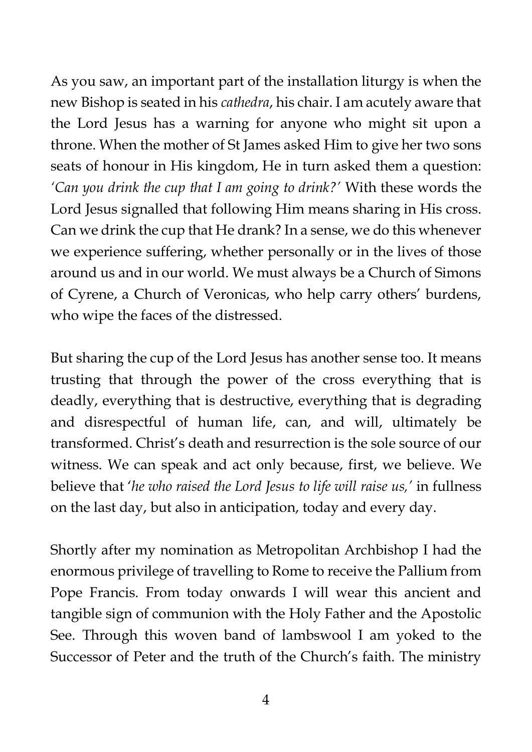As you saw, an important part of the installation liturgy is when the new Bishop is seated in his *cathedra*, his chair. I am acutely aware that the Lord Jesus has a warning for anyone who might sit upon a throne. When the mother of St James asked Him to give her two sons seats of honour in His kingdom, He in turn asked them a question: '*Can you drink the cup that I am going to drink?'* With these words the Lord Jesus signalled that following Him means sharing in His cross. Can we drink the cup that He drank? In a sense, we do this whenever we experience suffering, whether personally or in the lives of those around us and in our world. We must always be a Church of Simons of Cyrene, a Church of Veronicas, who help carry others' burdens, who wipe the faces of the distressed.

But sharing the cup of the Lord Jesus has another sense too. It means trusting that through the power of the cross everything that is deadly, everything that is destructive, everything that is degrading and disrespectful of human life, can, and will, ultimately be transformed. Christ's death and resurrection is the sole source of our witness. We can speak and act only because, first, we believe. We believe that '*he who raised the Lord Jesus to life will raise us,'* in fullness on the last day, but also in anticipation, today and every day.

Shortly after my nomination as Metropolitan Archbishop I had the enormous privilege of travelling to Rome to receive the Pallium from Pope Francis. From today onwards I will wear this ancient and tangible sign of communion with the Holy Father and the Apostolic See. Through this woven band of lambswool I am yoked to the Successor of Peter and the truth of the Church's faith. The ministry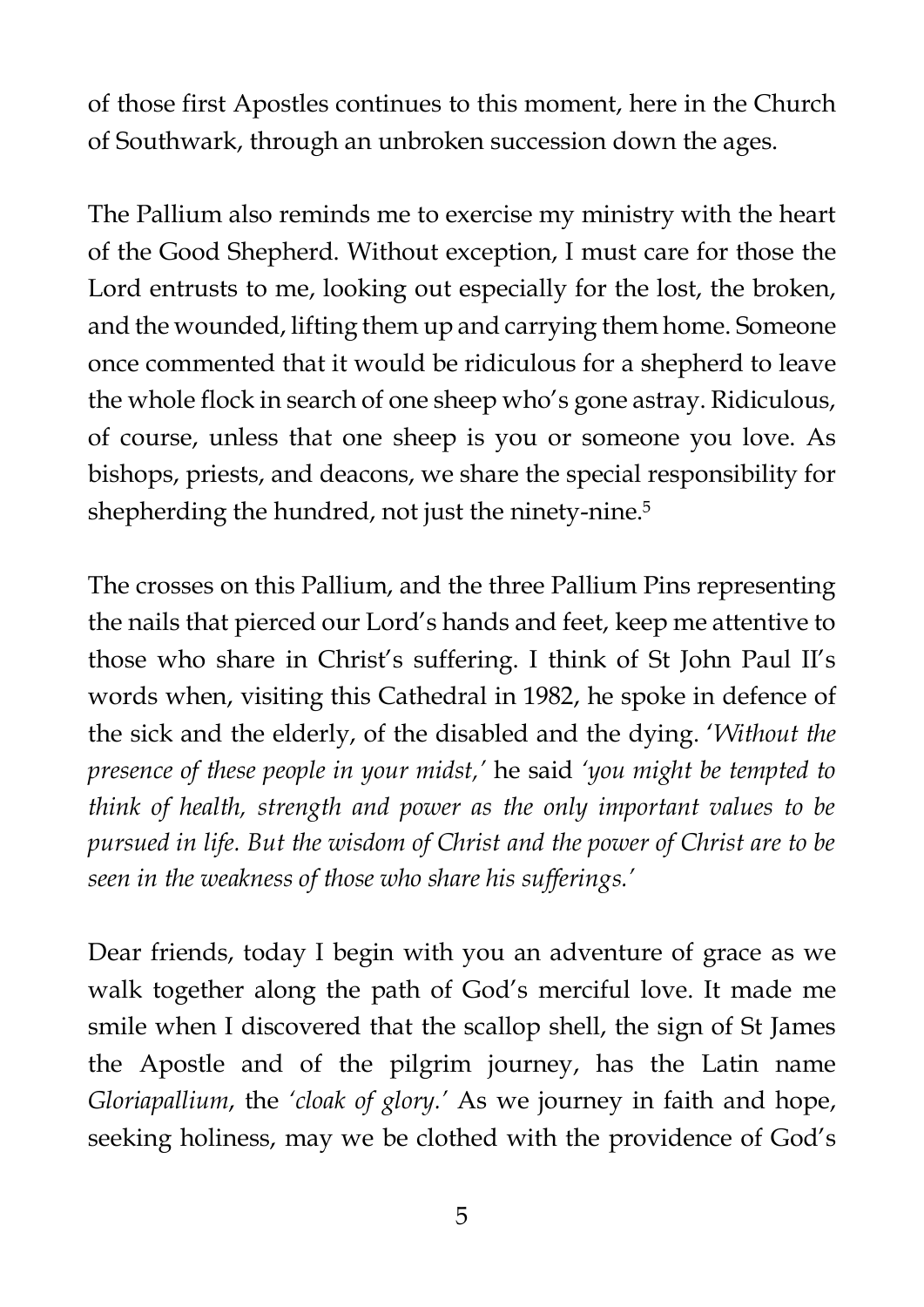of those first Apostles continues to this moment, here in the Church of Southwark, through an unbroken succession down the ages.

The Pallium also reminds me to exercise my ministry with the heart of the Good Shepherd. Without exception, I must care for those the Lord entrusts to me, looking out especially for the lost, the broken, and the wounded, lifting them up and carrying them home. Someone once commented that it would be ridiculous for a shepherd to leave the whole flock in search of one sheep who's gone astray. Ridiculous, of course, unless that one sheep is you or someone you love. As bishops, priests, and deacons, we share the special responsibility for shepherding the hundred, not just the ninety-nine.[5]

The crosses on this Pallium, and the three Pallium Pins representing the nails that pierced our Lord's hands and feet, keep me attentive to those who share in Christ's suffering. I think of St John Paul II's words when, visiting this Cathedral in 1982, he spoke in defence of the sick and the elderly, of the disabled and the dying. '*Without the presence of these people in your midst,'* he said *'you might be tempted to think of health, strength and power as the only important values to be pursued in life. But the wisdom of Christ and the power of Christ are to be seen in the weakness of those who share his sufferings.'*

Dear friends, today I begin with you an adventure of grace as we walk together along the path of God's merciful love. It made me smile when I discovered that the scallop shell, the sign of St James the Apostle and of the pilgrim journey, has the Latin name *Gloriapallium*, the *'cloak of glory.'* As we journey in faith and hope, seeking holiness, may we be clothed with the providence of God's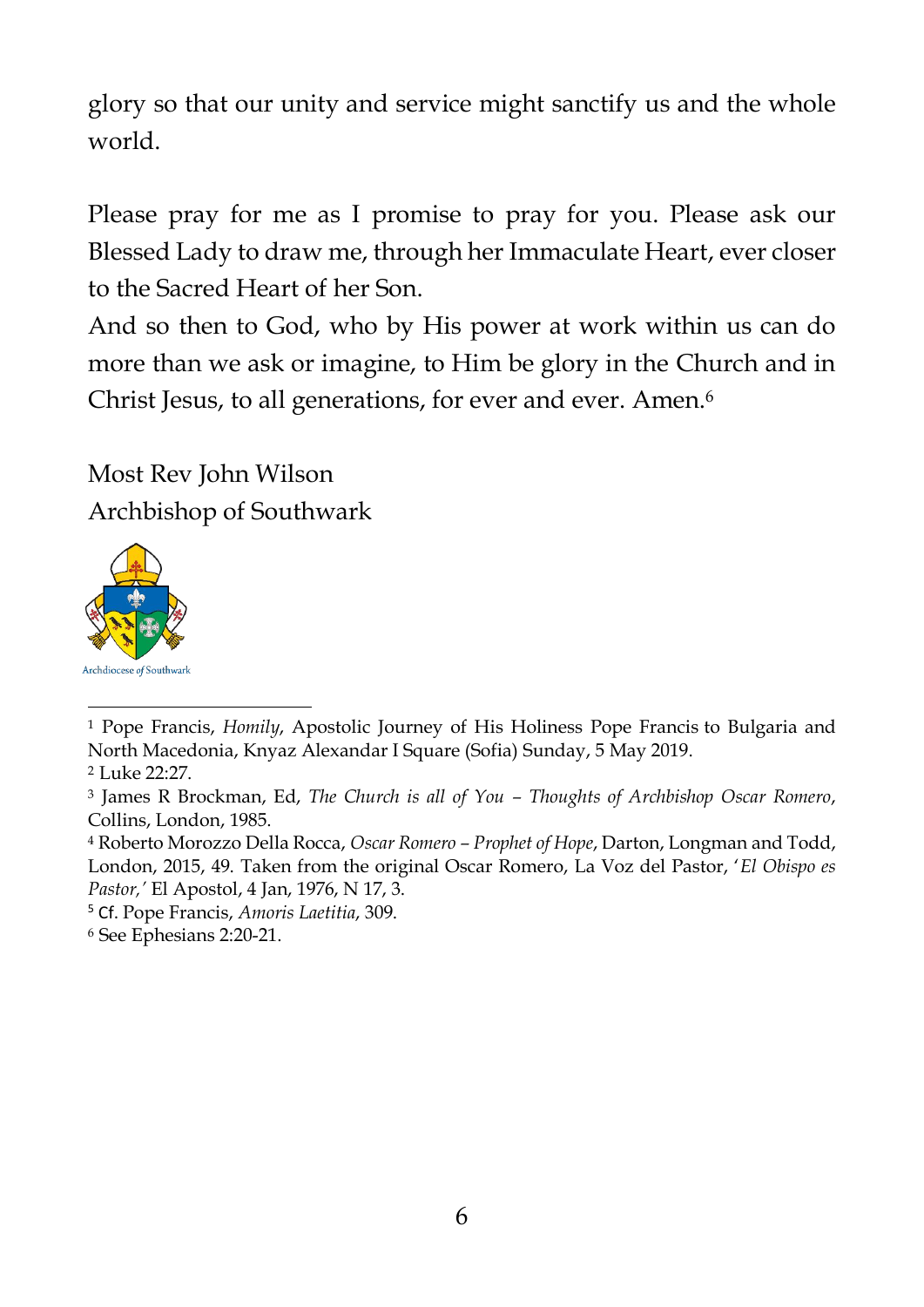glory so that our unity and service might sanctify us and the whole world.

Please pray for me as I promise to pray for you. Please ask our Blessed Lady to draw me, through her Immaculate Heart, ever closer to the Sacred Heart of her Son.

And so then to God, who by His power at work within us can do more than we ask or imagine, to Him be glory in the Church and in Christ Jesus, to all generations, for ever and ever. Amen.[6]

Most Rev John Wilson
Archbishop of Southwark

Archdiocese of Southwark

---

[1] Pope Francis, *Homily*, Apostolic Journey of His Holiness Pope Francis to Bulgaria and North Macedonia, Knyaz Alexandar I Square (Sofia) Sunday, 5 May 2019.

[2] Luke 22:27.

[3] James R Brockman, Ed, *The Church is all of You – Thoughts of Archbishop Oscar Romero*, Collins, London, 1985.

[4] Roberto Morozzo Della Rocca, *Oscar Romero – Prophet of Hope*, Darton, Longman and Todd, London, 2015, 49. Taken from the original Oscar Romero, La Voz del Pastor, '*El Obispo es Pastor,'* El Apostol, 4 Jan, 1976, N 17, 3.

[5] Cf. Pope Francis, *Amoris Laetitia*, 309.

[6] See Ephesians 2:20-21.